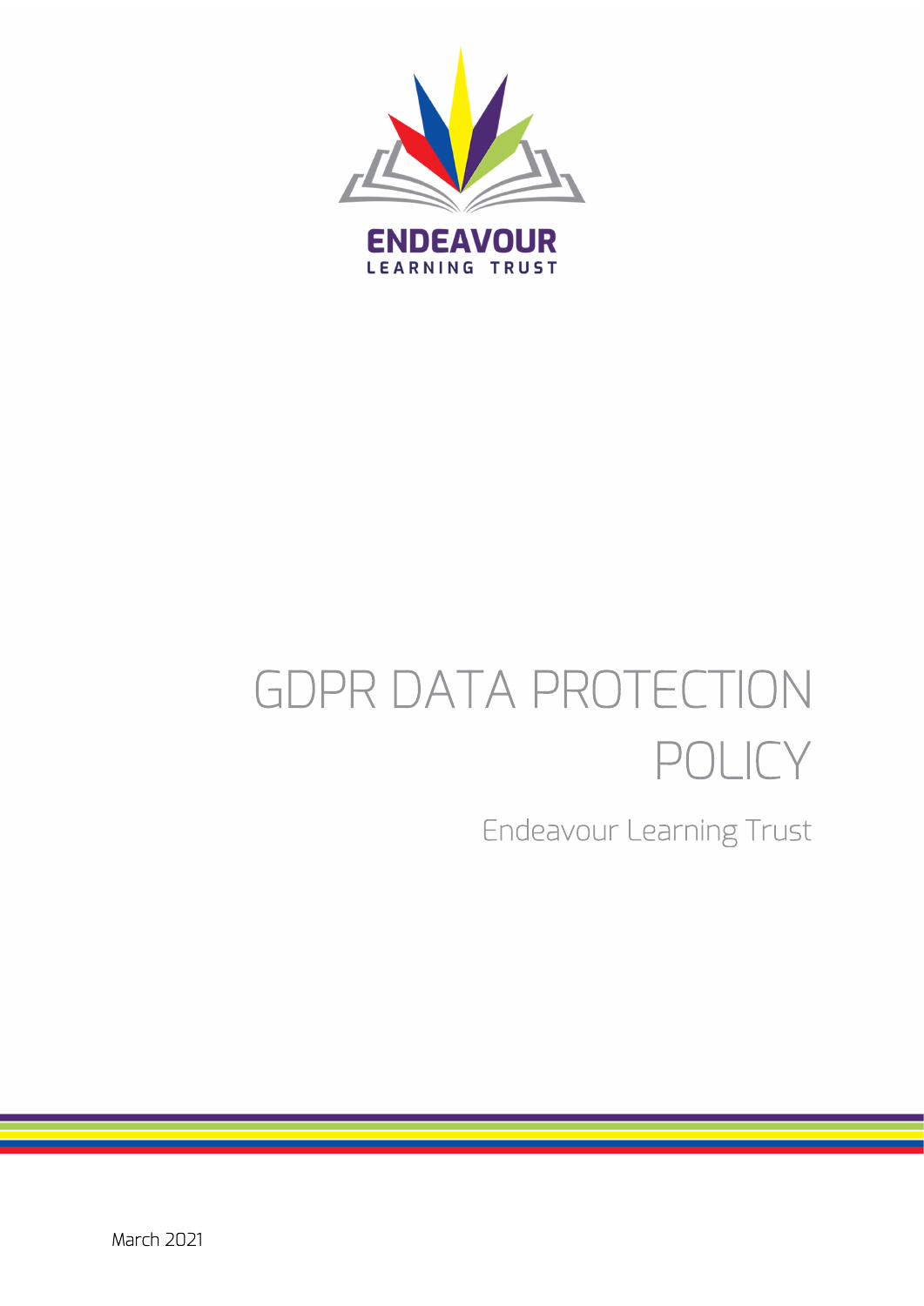ENDEAVOUR
LEARNING TRUST

# GDPR DATA PROTECTION POLICY

## Endeavour Learning Trust

March 2021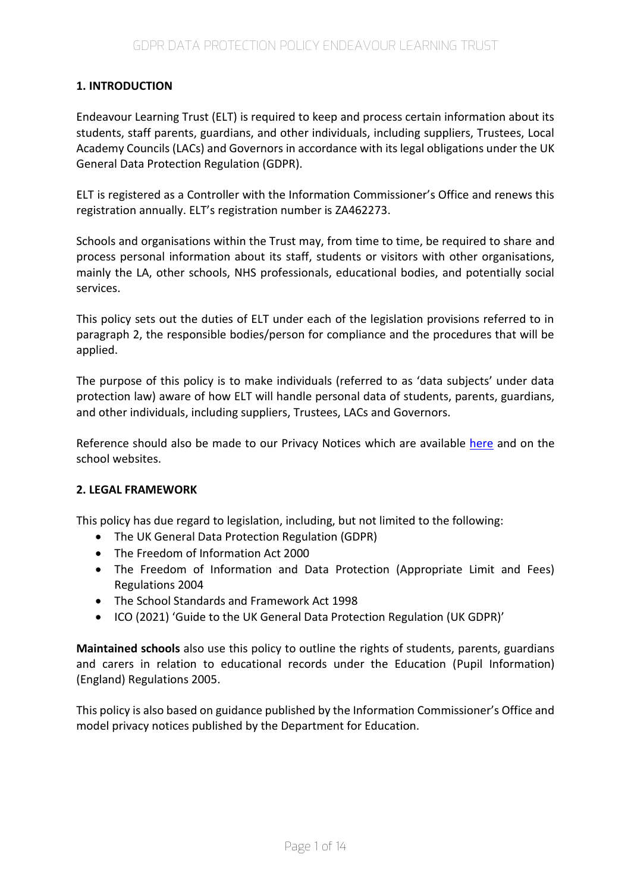## 1. INTRODUCTION

Endeavour Learning Trust (ELT) is required to keep and process certain information about its students, staff parents, guardians, and other individuals, including suppliers, Trustees, Local Academy Councils (LACs) and Governors in accordance with its legal obligations under the UK General Data Protection Regulation (GDPR).

ELT is registered as a Controller with the Information Commissioner's Office and renews this registration annually. ELT's registration number is ZA462273.

Schools and organisations within the Trust may, from time to time, be required to share and process personal information about its staff, students or visitors with other organisations, mainly the LA, other schools, NHS professionals, educational bodies, and potentially social services.

This policy sets out the duties of ELT under each of the legislation provisions referred to in paragraph 2, the responsible bodies/person for compliance and the procedures that will be applied.

The purpose of this policy is to make individuals (referred to as 'data subjects' under data protection law) aware of how ELT will handle personal data of students, parents, guardians, and other individuals, including suppliers, Trustees, LACs and Governors.

Reference should also be made to our Privacy Notices which are available here and on the school websites.

## 2. LEGAL FRAMEWORK

This policy has due regard to legislation, including, but not limited to the following:

- The UK General Data Protection Regulation (GDPR)
- The Freedom of Information Act 2000
- The Freedom of Information and Data Protection (Appropriate Limit and Fees) Regulations 2004
- The School Standards and Framework Act 1998
- ICO (2021) 'Guide to the UK General Data Protection Regulation (UK GDPR)'

**Maintained schools** also use this policy to outline the rights of students, parents, guardians and carers in relation to educational records under the Education (Pupil Information) (England) Regulations 2005.

This policy is also based on guidance published by the Information Commissioner's Office and model privacy notices published by the Department for Education.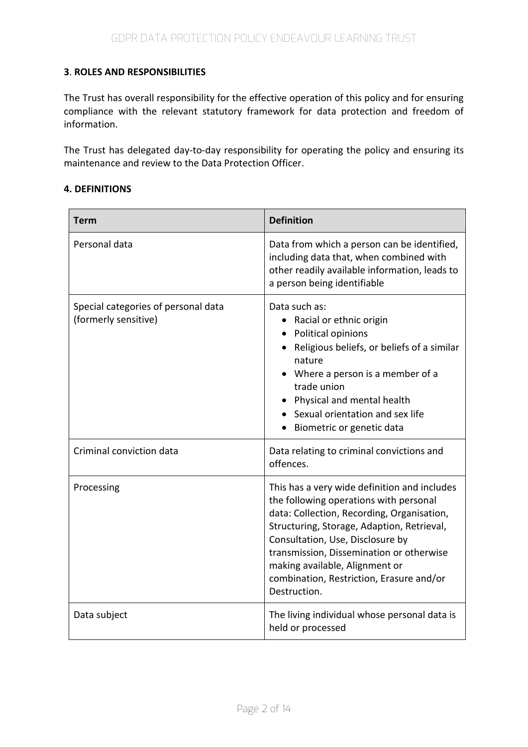**3**. **ROLES AND RESPONSIBILITIES**

The Trust has overall responsibility for the effective operation of this policy and for ensuring compliance with the relevant statutory framework for data protection and freedom of information.

The Trust has delegated day-to-day responsibility for operating the policy and ensuring its maintenance and review to the Data Protection Officer.

**4. DEFINITIONS**

| **Term** | **Definition** |
| --- | --- |
| Personal data | Data from which a person can be identified, including data that, when combined with other readily available information, leads to a person being identifiable |
| Special categories of personal data (formerly sensitive) | Data such as:<br>• Racial or ethnic origin<br>• Political opinions<br>• Religious beliefs, or beliefs of a similar nature<br>• Where a person is a member of a trade union<br>• Physical and mental health<br>• Sexual orientation and sex life<br>• Biometric or genetic data |
| Criminal conviction data | Data relating to criminal convictions and offences. |
| Processing | This has a very wide definition and includes the following operations with personal data: Collection, Recording, Organisation, Structuring, Storage, Adaption, Retrieval, Consultation, Use, Disclosure by transmission, Dissemination or otherwise making available, Alignment or combination, Restriction, Erasure and/or Destruction. |
| Data subject | The living individual whose personal data is held or processed |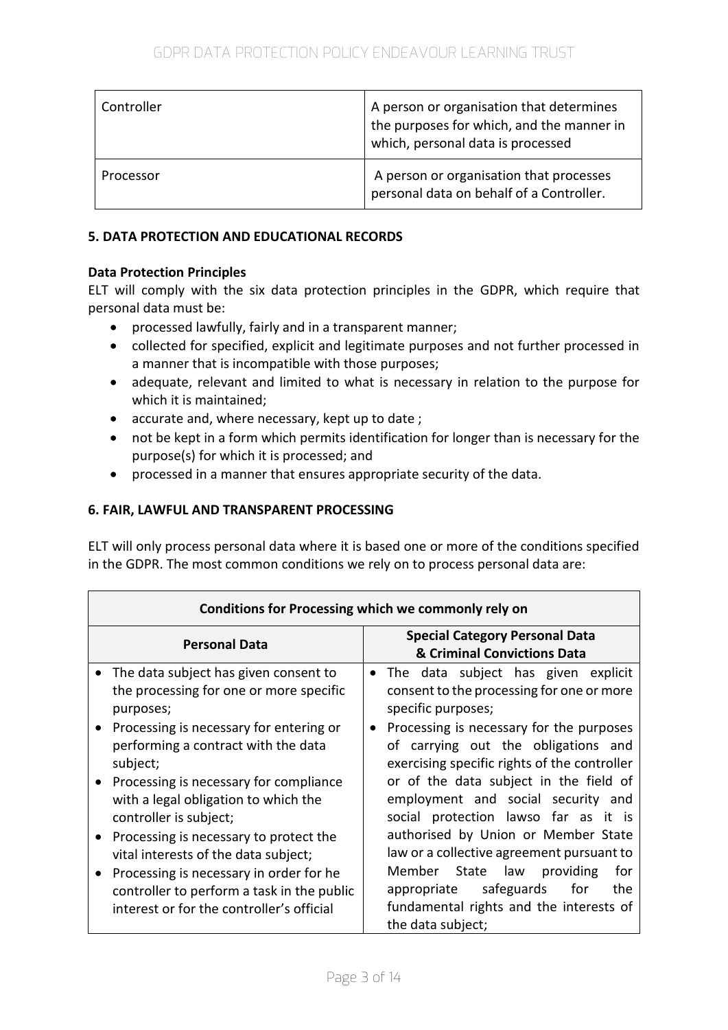| Controller | A person or organisation that determines the purposes for which, and the manner in which, personal data is processed |
|---|---|
| Processor | A person or organisation that processes personal data on behalf of a Controller. |

**5. DATA PROTECTION AND EDUCATIONAL RECORDS**

**Data Protection Principles**

ELT will comply with the six data protection principles in the GDPR, which require that personal data must be:

- processed lawfully, fairly and in a transparent manner;
- collected for specified, explicit and legitimate purposes and not further processed in a manner that is incompatible with those purposes;
- adequate, relevant and limited to what is necessary in relation to the purpose for which it is maintained;
- accurate and, where necessary, kept up to date ;
- not be kept in a form which permits identification for longer than is necessary for the purpose(s) for which it is processed; and
- processed in a manner that ensures appropriate security of the data.

**6. FAIR, LAWFUL AND TRANSPARENT PROCESSING**

ELT will only process personal data where it is based one or more of the conditions specified in the GDPR. The most common conditions we rely on to process personal data are:

| **Conditions for Processing which we commonly rely on** | |
|---|---|
| **Personal Data** | **Special Category Personal Data & Criminal Convictions Data** |
| • The data subject has given consent to the processing for one or more specific purposes;<br>• Processing is necessary for entering or performing a contract with the data subject;<br>• Processing is necessary for compliance with a legal obligation to which the controller is subject;<br>• Processing is necessary to protect the vital interests of the data subject;<br>• Processing is necessary in order for he controller to perform a task in the public interest or for the controller's official | • The data subject has given explicit consent to the processing for one or more specific purposes;<br>• Processing is necessary for the purposes of carrying out the obligations and exercising specific rights of the controller or of the data subject in the field of employment and social security and social protection lawso far as it is authorised by Union or Member State law or a collective agreement pursuant to Member State law providing for appropriate safeguards for the fundamental rights and the interests of the data subject; |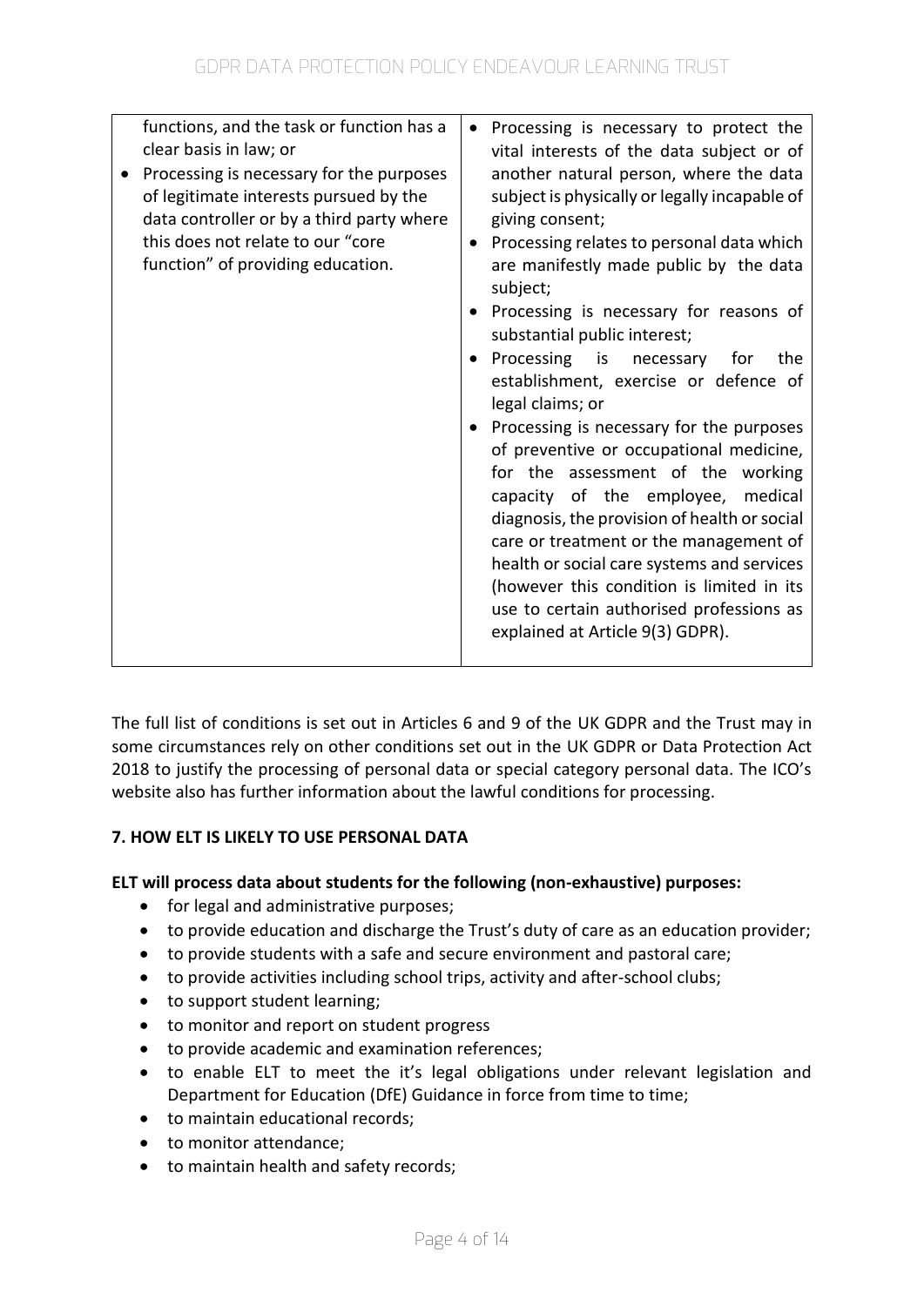| | |
|---|---|
| functions, and the task or function has a clear basis in law; or<br>• Processing is necessary for the purposes of legitimate interests pursued by the data controller or by a third party where this does not relate to our "core function" of providing education. | • Processing is necessary to protect the vital interests of the data subject or of another natural person, where the data subject is physically or legally incapable of giving consent;<br>• Processing relates to personal data which are manifestly made public by the data subject;<br>• Processing is necessary for reasons of substantial public interest;<br>• Processing is necessary for the establishment, exercise or defence of legal claims; or<br>• Processing is necessary for the purposes of preventive or occupational medicine, for the assessment of the working capacity of the employee, medical diagnosis, the provision of health or social care or treatment or the management of health or social care systems and services (however this condition is limited in its use to certain authorised professions as explained at Article 9(3) GDPR). |

The full list of conditions is set out in Articles 6 and 9 of the UK GDPR and the Trust may in some circumstances rely on other conditions set out in the UK GDPR or Data Protection Act 2018 to justify the processing of personal data or special category personal data. The ICO's website also has further information about the lawful conditions for processing.

**7. HOW ELT IS LIKELY TO USE PERSONAL DATA**

**ELT will process data about students for the following (non-exhaustive) purposes:**

- for legal and administrative purposes;
- to provide education and discharge the Trust's duty of care as an education provider;
- to provide students with a safe and secure environment and pastoral care;
- to provide activities including school trips, activity and after-school clubs;
- to support student learning;
- to monitor and report on student progress
- to provide academic and examination references;
- to enable ELT to meet the it's legal obligations under relevant legislation and Department for Education (DfE) Guidance in force from time to time;
- to maintain educational records;
- to monitor attendance;
- to maintain health and safety records;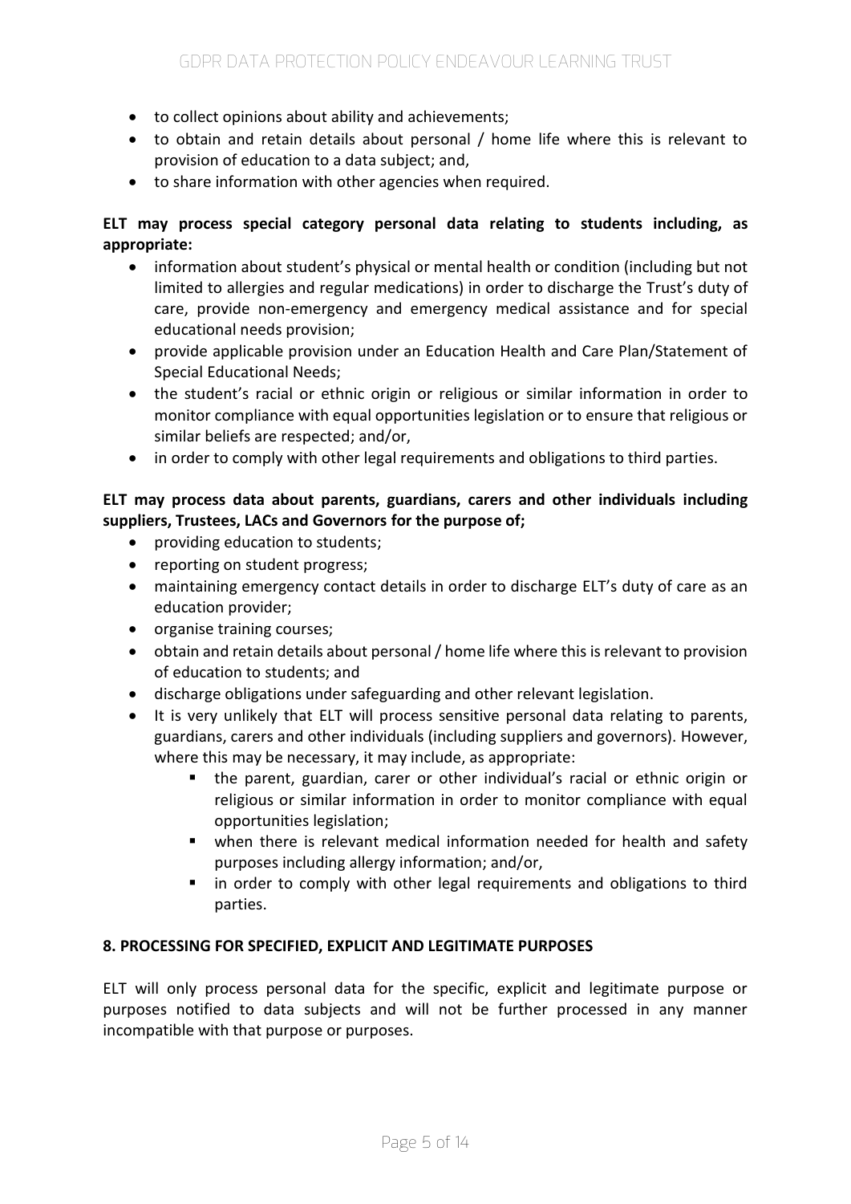- to collect opinions about ability and achievements;
- to obtain and retain details about personal / home life where this is relevant to provision of education to a data subject; and,
- to share information with other agencies when required.

**ELT may process special category personal data relating to students including, as appropriate:**

- information about student's physical or mental health or condition (including but not limited to allergies and regular medications) in order to discharge the Trust's duty of care, provide non-emergency and emergency medical assistance and for special educational needs provision;
- provide applicable provision under an Education Health and Care Plan/Statement of Special Educational Needs;
- the student's racial or ethnic origin or religious or similar information in order to monitor compliance with equal opportunities legislation or to ensure that religious or similar beliefs are respected; and/or,
- in order to comply with other legal requirements and obligations to third parties.

**ELT may process data about parents, guardians, carers and other individuals including suppliers, Trustees, LACs and Governors for the purpose of;**

- providing education to students;
- reporting on student progress;
- maintaining emergency contact details in order to discharge ELT's duty of care as an education provider;
- organise training courses;
- obtain and retain details about personal / home life where this is relevant to provision of education to students; and
- discharge obligations under safeguarding and other relevant legislation.
- It is very unlikely that ELT will process sensitive personal data relating to parents, guardians, carers and other individuals (including suppliers and governors). However, where this may be necessary, it may include, as appropriate:
  - the parent, guardian, carer or other individual's racial or ethnic origin or religious or similar information in order to monitor compliance with equal opportunities legislation;
  - when there is relevant medical information needed for health and safety purposes including allergy information; and/or,
  - in order to comply with other legal requirements and obligations to third parties.

**8. PROCESSING FOR SPECIFIED, EXPLICIT AND LEGITIMATE PURPOSES**

ELT will only process personal data for the specific, explicit and legitimate purpose or purposes notified to data subjects and will not be further processed in any manner incompatible with that purpose or purposes.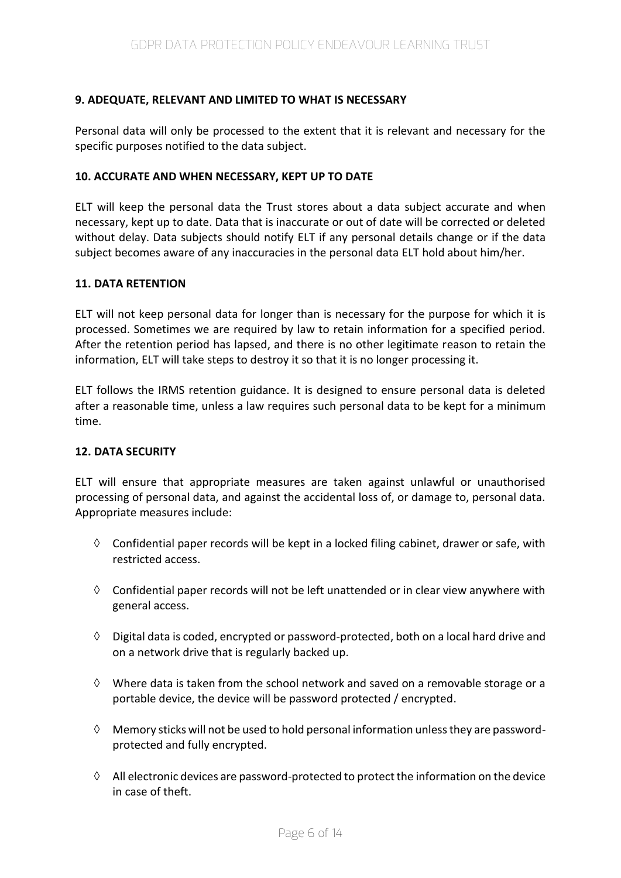### 9. ADEQUATE, RELEVANT AND LIMITED TO WHAT IS NECESSARY

Personal data will only be processed to the extent that it is relevant and necessary for the specific purposes notified to the data subject.

### 10. ACCURATE AND WHEN NECESSARY, KEPT UP TO DATE

ELT will keep the personal data the Trust stores about a data subject accurate and when necessary, kept up to date. Data that is inaccurate or out of date will be corrected or deleted without delay. Data subjects should notify ELT if any personal details change or if the data subject becomes aware of any inaccuracies in the personal data ELT hold about him/her.

### 11. DATA RETENTION

ELT will not keep personal data for longer than is necessary for the purpose for which it is processed. Sometimes we are required by law to retain information for a specified period. After the retention period has lapsed, and there is no other legitimate reason to retain the information, ELT will take steps to destroy it so that it is no longer processing it.

ELT follows the IRMS retention guidance. It is designed to ensure personal data is deleted after a reasonable time, unless a law requires such personal data to be kept for a minimum time.

### 12. DATA SECURITY

ELT will ensure that appropriate measures are taken against unlawful or unauthorised processing of personal data, and against the accidental loss of, or damage to, personal data. Appropriate measures include:

- Confidential paper records will be kept in a locked filing cabinet, drawer or safe, with restricted access.
- Confidential paper records will not be left unattended or in clear view anywhere with general access.
- Digital data is coded, encrypted or password-protected, both on a local hard drive and on a network drive that is regularly backed up.
- Where data is taken from the school network and saved on a removable storage or a portable device, the device will be password protected / encrypted.
- Memory sticks will not be used to hold personal information unless they are password-protected and fully encrypted.
- All electronic devices are password-protected to protect the information on the device in case of theft.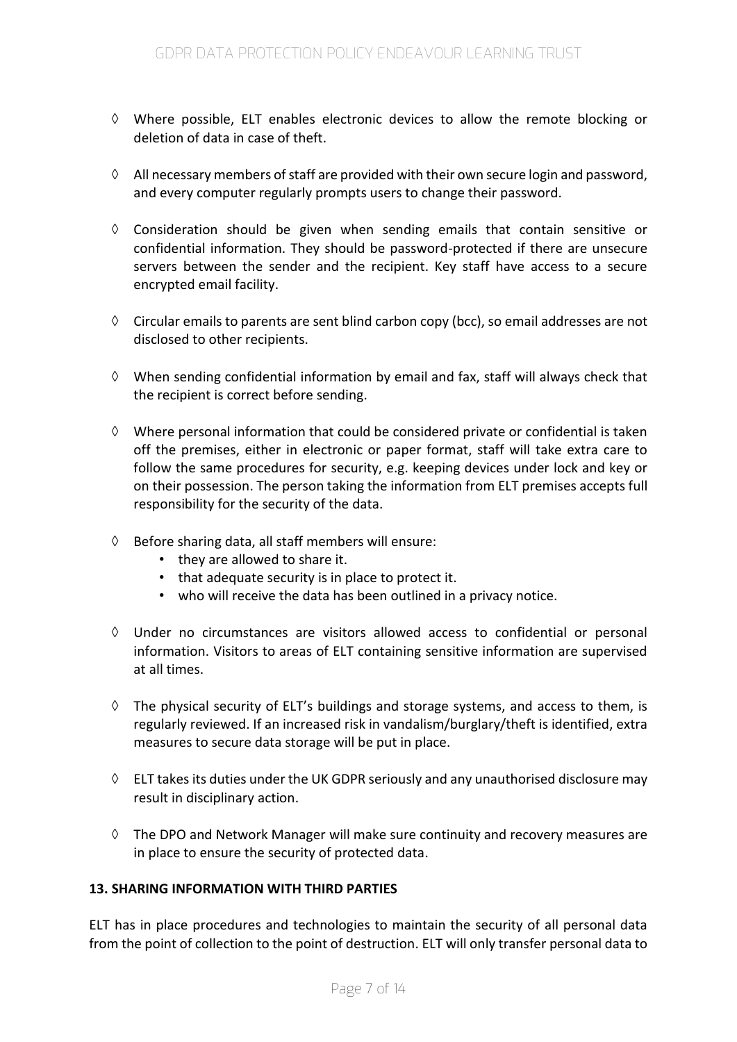◊ Where possible, ELT enables electronic devices to allow the remote blocking or deletion of data in case of theft.

◊ All necessary members of staff are provided with their own secure login and password, and every computer regularly prompts users to change their password.

◊ Consideration should be given when sending emails that contain sensitive or confidential information. They should be password-protected if there are unsecure servers between the sender and the recipient. Key staff have access to a secure encrypted email facility.

◊ Circular emails to parents are sent blind carbon copy (bcc), so email addresses are not disclosed to other recipients.

◊ When sending confidential information by email and fax, staff will always check that the recipient is correct before sending.

◊ Where personal information that could be considered private or confidential is taken off the premises, either in electronic or paper format, staff will take extra care to follow the same procedures for security, e.g. keeping devices under lock and key or on their possession. The person taking the information from ELT premises accepts full responsibility for the security of the data.

◊ Before sharing data, all staff members will ensure:
  - they are allowed to share it.
  - that adequate security is in place to protect it.
  - who will receive the data has been outlined in a privacy notice.

◊ Under no circumstances are visitors allowed access to confidential or personal information. Visitors to areas of ELT containing sensitive information are supervised at all times.

◊ The physical security of ELT's buildings and storage systems, and access to them, is regularly reviewed. If an increased risk in vandalism/burglary/theft is identified, extra measures to secure data storage will be put in place.

◊ ELT takes its duties under the UK GDPR seriously and any unauthorised disclosure may result in disciplinary action.

◊ The DPO and Network Manager will make sure continuity and recovery measures are in place to ensure the security of protected data.

**13. SHARING INFORMATION WITH THIRD PARTIES**

ELT has in place procedures and technologies to maintain the security of all personal data from the point of collection to the point of destruction. ELT will only transfer personal data to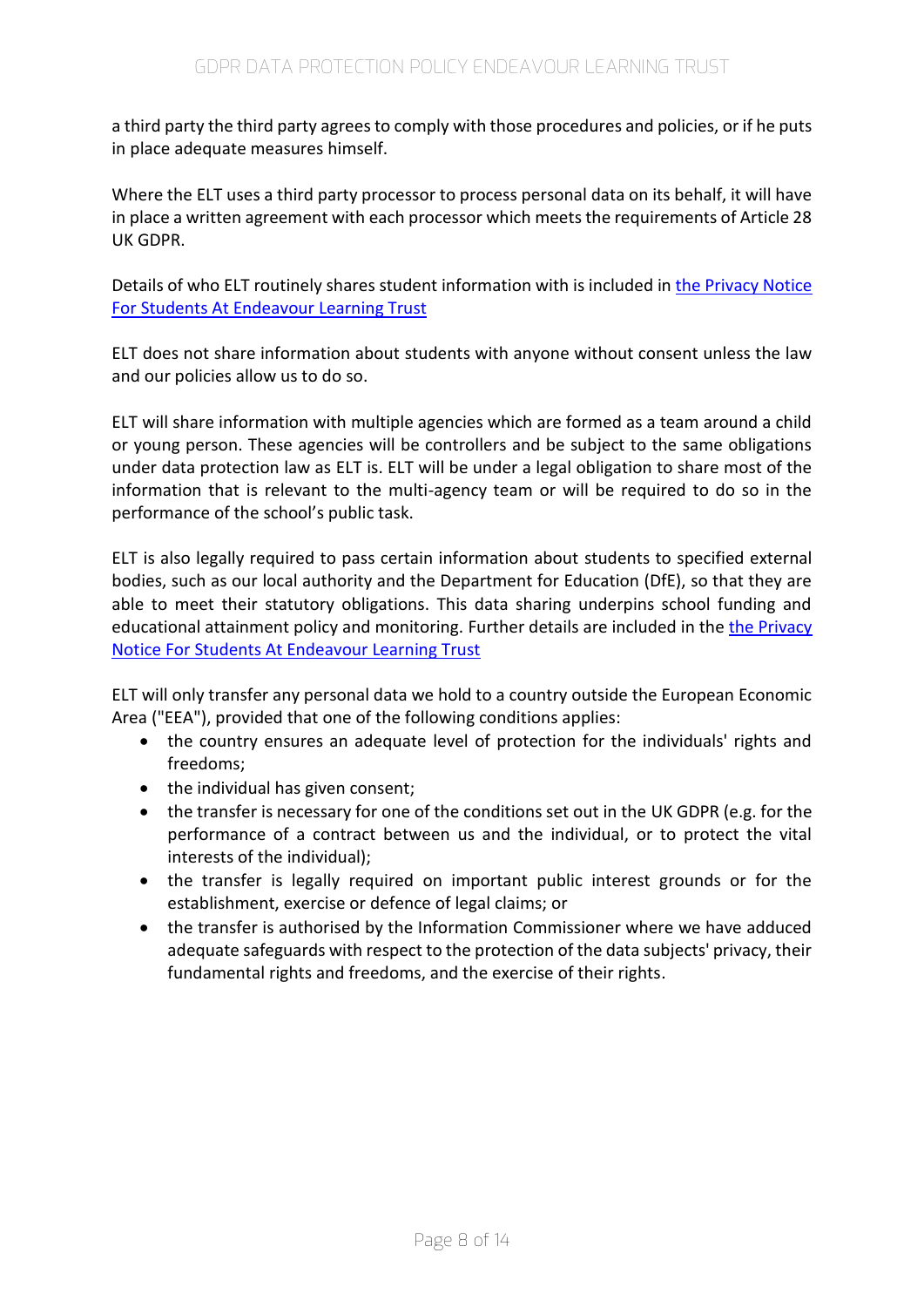a third party the third party agrees to comply with those procedures and policies, or if he puts in place adequate measures himself.

Where the ELT uses a third party processor to process personal data on its behalf, it will have in place a written agreement with each processor which meets the requirements of Article 28 UK GDPR.

Details of who ELT routinely shares student information with is included in [the Privacy Notice For Students At Endeavour Learning Trust]()

ELT does not share information about students with anyone without consent unless the law and our policies allow us to do so.

ELT will share information with multiple agencies which are formed as a team around a child or young person. These agencies will be controllers and be subject to the same obligations under data protection law as ELT is. ELT will be under a legal obligation to share most of the information that is relevant to the multi-agency team or will be required to do so in the performance of the school's public task.

ELT is also legally required to pass certain information about students to specified external bodies, such as our local authority and the Department for Education (DfE), so that they are able to meet their statutory obligations. This data sharing underpins school funding and educational attainment policy and monitoring. Further details are included in the [the Privacy Notice For Students At Endeavour Learning Trust]()

ELT will only transfer any personal data we hold to a country outside the European Economic Area ("EEA"), provided that one of the following conditions applies:

- the country ensures an adequate level of protection for the individuals' rights and freedoms;
- the individual has given consent;
- the transfer is necessary for one of the conditions set out in the UK GDPR (e.g. for the performance of a contract between us and the individual, or to protect the vital interests of the individual);
- the transfer is legally required on important public interest grounds or for the establishment, exercise or defence of legal claims; or
- the transfer is authorised by the Information Commissioner where we have adduced adequate safeguards with respect to the protection of the data subjects' privacy, their fundamental rights and freedoms, and the exercise of their rights.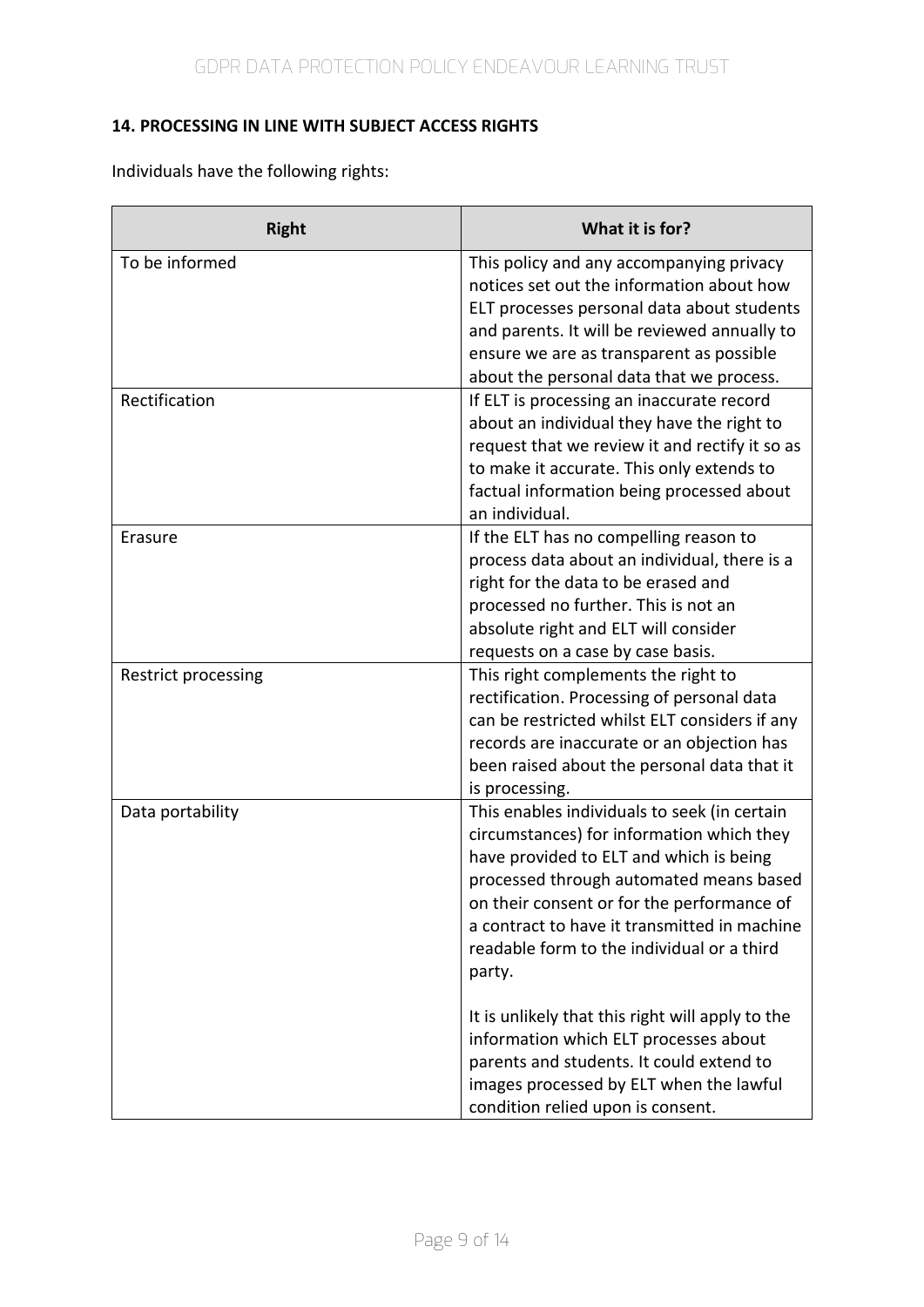## 14. PROCESSING IN LINE WITH SUBJECT ACCESS RIGHTS

Individuals have the following rights:

| Right | What it is for? |
|---|---|
| To be informed | This policy and any accompanying privacy notices set out the information about how ELT processes personal data about students and parents. It will be reviewed annually to ensure we are as transparent as possible about the personal data that we process. |
| Rectification | If ELT is processing an inaccurate record about an individual they have the right to request that we review it and rectify it so as to make it accurate. This only extends to factual information being processed about an individual. |
| Erasure | If the ELT has no compelling reason to process data about an individual, there is a right for the data to be erased and processed no further. This is not an absolute right and ELT will consider requests on a case by case basis. |
| Restrict processing | This right complements the right to rectification. Processing of personal data can be restricted whilst ELT considers if any records are inaccurate or an objection has been raised about the personal data that it is processing. |
| Data portability | This enables individuals to seek (in certain circumstances) for information which they have provided to ELT and which is being processed through automated means based on their consent or for the performance of a contract to have it transmitted in machine readable form to the individual or a third party.<br><br>It is unlikely that this right will apply to the information which ELT processes about parents and students. It could extend to images processed by ELT when the lawful condition relied upon is consent. |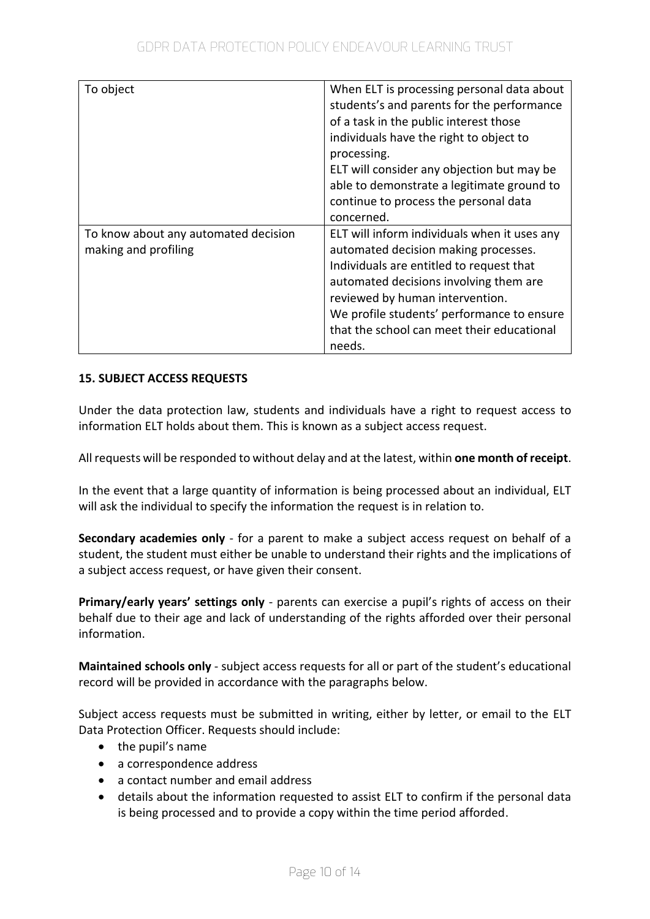| To object | When ELT is processing personal data about students's and parents for the performance of a task in the public interest those individuals have the right to object to processing.<br>ELT will consider any objection but may be able to demonstrate a legitimate ground to continue to process the personal data concerned. |
|---|---|
| To know about any automated decision making and profiling | ELT will inform individuals when it uses any automated decision making processes. Individuals are entitled to request that automated decisions involving them are reviewed by human intervention.<br>We profile students' performance to ensure that the school can meet their educational needs. |

**15. SUBJECT ACCESS REQUESTS**

Under the data protection law, students and individuals have a right to request access to information ELT holds about them. This is known as a subject access request.

All requests will be responded to without delay and at the latest, within **one month of receipt**.

In the event that a large quantity of information is being processed about an individual, ELT will ask the individual to specify the information the request is in relation to.

**Secondary academies only** - for a parent to make a subject access request on behalf of a student, the student must either be unable to understand their rights and the implications of a subject access request, or have given their consent.

**Primary/early years' settings only** - parents can exercise a pupil's rights of access on their behalf due to their age and lack of understanding of the rights afforded over their personal information.

**Maintained schools only** - subject access requests for all or part of the student's educational record will be provided in accordance with the paragraphs below.

Subject access requests must be submitted in writing, either by letter, or email to the ELT Data Protection Officer. Requests should include:

- the pupil's name
- a correspondence address
- a contact number and email address
- details about the information requested to assist ELT to confirm if the personal data is being processed and to provide a copy within the time period afforded.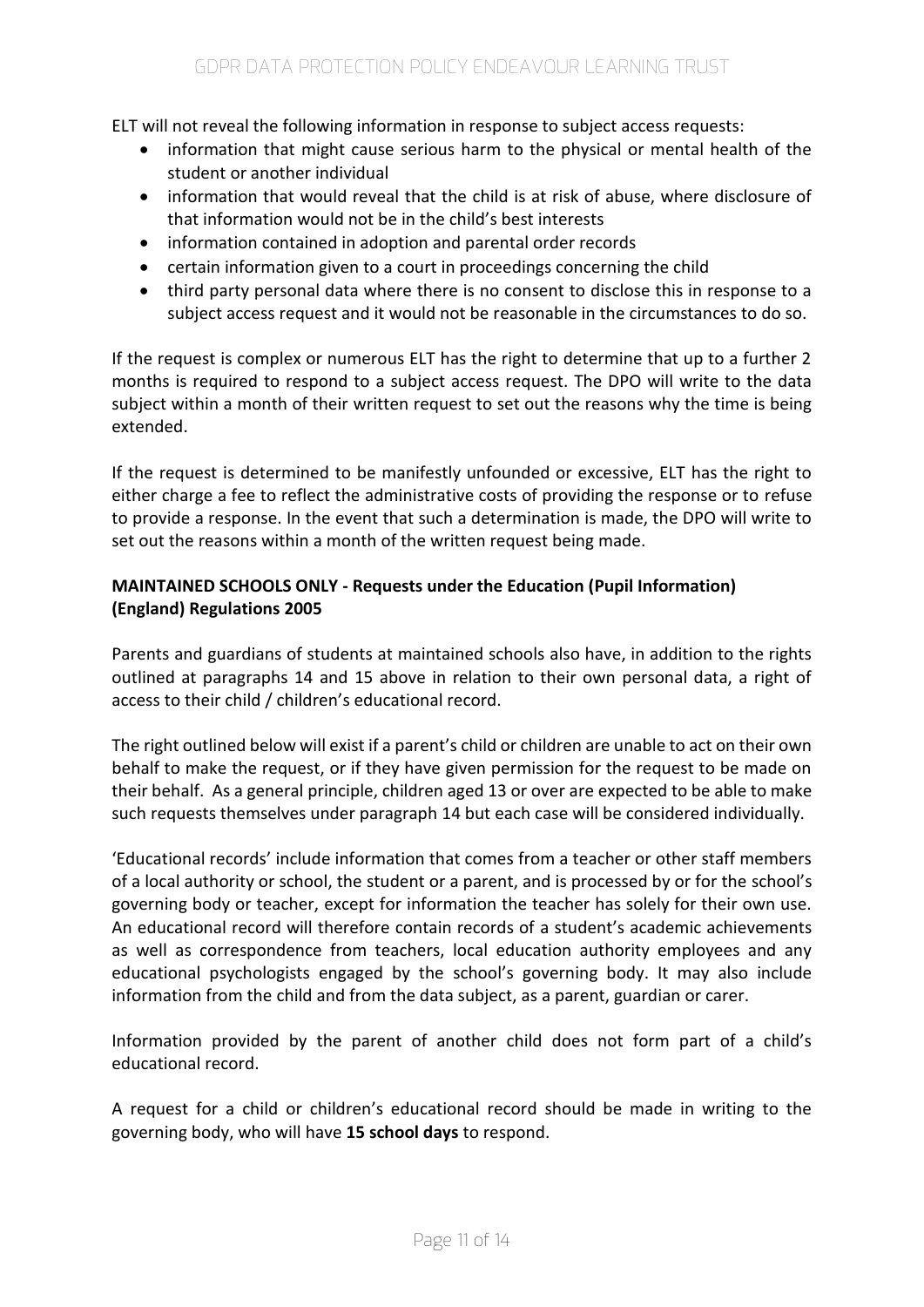ELT will not reveal the following information in response to subject access requests:

- information that might cause serious harm to the physical or mental health of the student or another individual
- information that would reveal that the child is at risk of abuse, where disclosure of that information would not be in the child's best interests
- information contained in adoption and parental order records
- certain information given to a court in proceedings concerning the child
- third party personal data where there is no consent to disclose this in response to a subject access request and it would not be reasonable in the circumstances to do so.

If the request is complex or numerous ELT has the right to determine that up to a further 2 months is required to respond to a subject access request. The DPO will write to the data subject within a month of their written request to set out the reasons why the time is being extended.

If the request is determined to be manifestly unfounded or excessive, ELT has the right to either charge a fee to reflect the administrative costs of providing the response or to refuse to provide a response. In the event that such a determination is made, the DPO will write to set out the reasons within a month of the written request being made.

**MAINTAINED SCHOOLS ONLY - Requests under the Education (Pupil Information) (England) Regulations 2005**

Parents and guardians of students at maintained schools also have, in addition to the rights outlined at paragraphs 14 and 15 above in relation to their own personal data, a right of access to their child / children's educational record.

The right outlined below will exist if a parent's child or children are unable to act on their own behalf to make the request, or if they have given permission for the request to be made on their behalf. As a general principle, children aged 13 or over are expected to be able to make such requests themselves under paragraph 14 but each case will be considered individually.

'Educational records' include information that comes from a teacher or other staff members of a local authority or school, the student or a parent, and is processed by or for the school's governing body or teacher, except for information the teacher has solely for their own use. An educational record will therefore contain records of a student's academic achievements as well as correspondence from teachers, local education authority employees and any educational psychologists engaged by the school's governing body. It may also include information from the child and from the data subject, as a parent, guardian or carer.

Information provided by the parent of another child does not form part of a child's educational record.

A request for a child or children's educational record should be made in writing to the governing body, who will have **15 school days** to respond.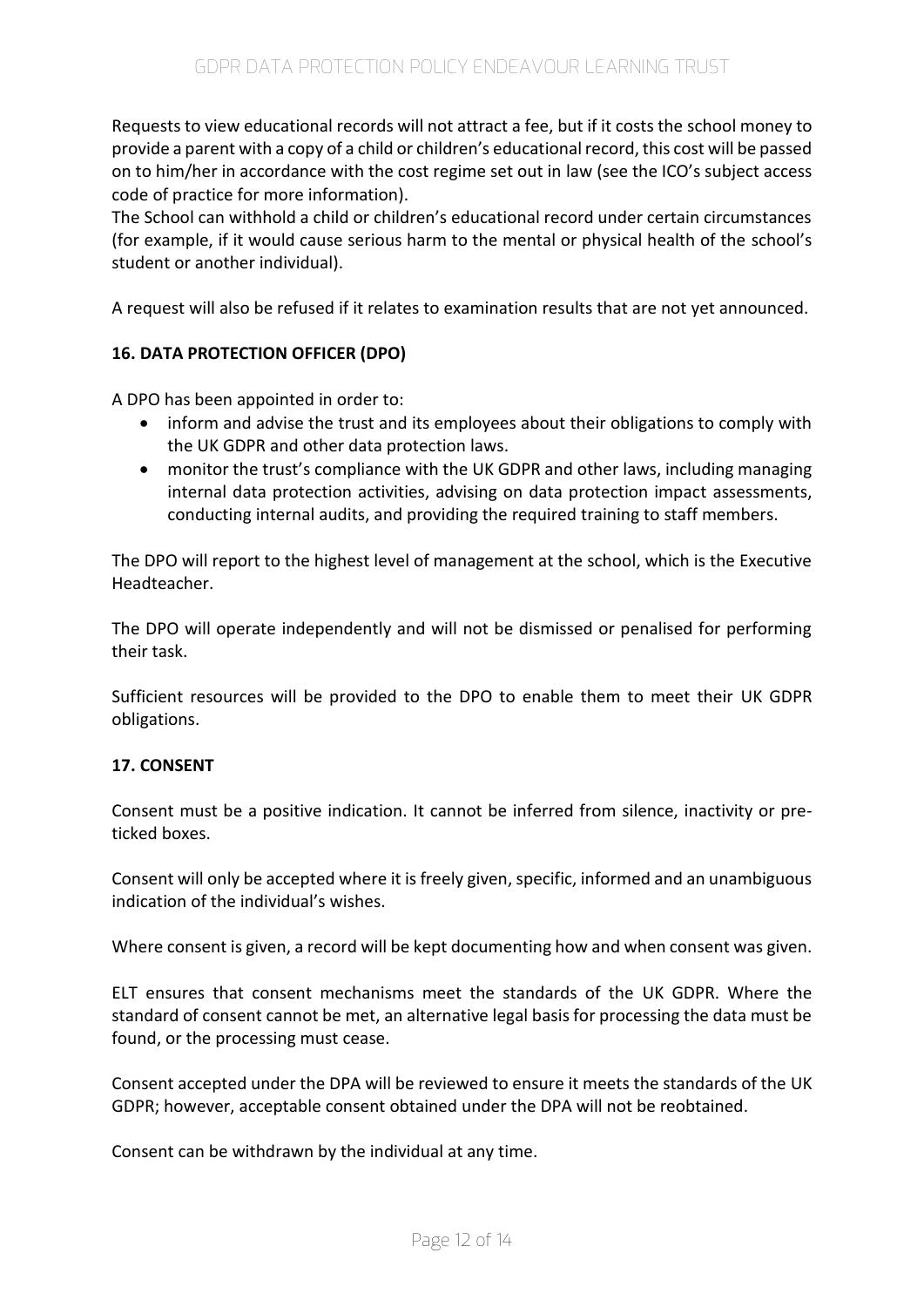Requests to view educational records will not attract a fee, but if it costs the school money to provide a parent with a copy of a child or children's educational record, this cost will be passed on to him/her in accordance with the cost regime set out in law (see the ICO's subject access code of practice for more information).
The School can withhold a child or children's educational record under certain circumstances (for example, if it would cause serious harm to the mental or physical health of the school's student or another individual).

A request will also be refused if it relates to examination results that are not yet announced.

### 16. DATA PROTECTION OFFICER (DPO)

A DPO has been appointed in order to:

- inform and advise the trust and its employees about their obligations to comply with the UK GDPR and other data protection laws.
- monitor the trust's compliance with the UK GDPR and other laws, including managing internal data protection activities, advising on data protection impact assessments, conducting internal audits, and providing the required training to staff members.

The DPO will report to the highest level of management at the school, which is the Executive Headteacher.

The DPO will operate independently and will not be dismissed or penalised for performing their task.

Sufficient resources will be provided to the DPO to enable them to meet their UK GDPR obligations.

### 17. CONSENT

Consent must be a positive indication. It cannot be inferred from silence, inactivity or pre-ticked boxes.

Consent will only be accepted where it is freely given, specific, informed and an unambiguous indication of the individual's wishes.

Where consent is given, a record will be kept documenting how and when consent was given.

ELT ensures that consent mechanisms meet the standards of the UK GDPR. Where the standard of consent cannot be met, an alternative legal basis for processing the data must be found, or the processing must cease.

Consent accepted under the DPA will be reviewed to ensure it meets the standards of the UK GDPR; however, acceptable consent obtained under the DPA will not be reobtained.

Consent can be withdrawn by the individual at any time.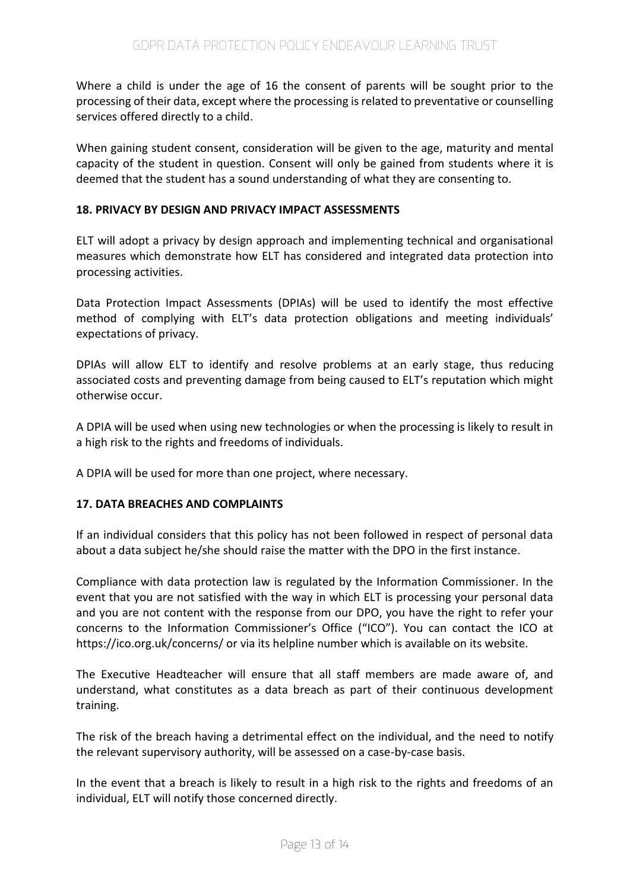Where a child is under the age of 16 the consent of parents will be sought prior to the processing of their data, except where the processing is related to preventative or counselling services offered directly to a child.

When gaining student consent, consideration will be given to the age, maturity and mental capacity of the student in question. Consent will only be gained from students where it is deemed that the student has a sound understanding of what they are consenting to.

### 18. PRIVACY BY DESIGN AND PRIVACY IMPACT ASSESSMENTS

ELT will adopt a privacy by design approach and implementing technical and organisational measures which demonstrate how ELT has considered and integrated data protection into processing activities.

Data Protection Impact Assessments (DPIAs) will be used to identify the most effective method of complying with ELT's data protection obligations and meeting individuals' expectations of privacy.

DPIAs will allow ELT to identify and resolve problems at an early stage, thus reducing associated costs and preventing damage from being caused to ELT's reputation which might otherwise occur.

A DPIA will be used when using new technologies or when the processing is likely to result in a high risk to the rights and freedoms of individuals.

A DPIA will be used for more than one project, where necessary.

### 17. DATA BREACHES AND COMPLAINTS

If an individual considers that this policy has not been followed in respect of personal data about a data subject he/she should raise the matter with the DPO in the first instance.

Compliance with data protection law is regulated by the Information Commissioner. In the event that you are not satisfied with the way in which ELT is processing your personal data and you are not content with the response from our DPO, you have the right to refer your concerns to the Information Commissioner's Office ("ICO"). You can contact the ICO at https://ico.org.uk/concerns/ or via its helpline number which is available on its website.

The Executive Headteacher will ensure that all staff members are made aware of, and understand, what constitutes as a data breach as part of their continuous development training.

The risk of the breach having a detrimental effect on the individual, and the need to notify the relevant supervisory authority, will be assessed on a case-by-case basis.

In the event that a breach is likely to result in a high risk to the rights and freedoms of an individual, ELT will notify those concerned directly.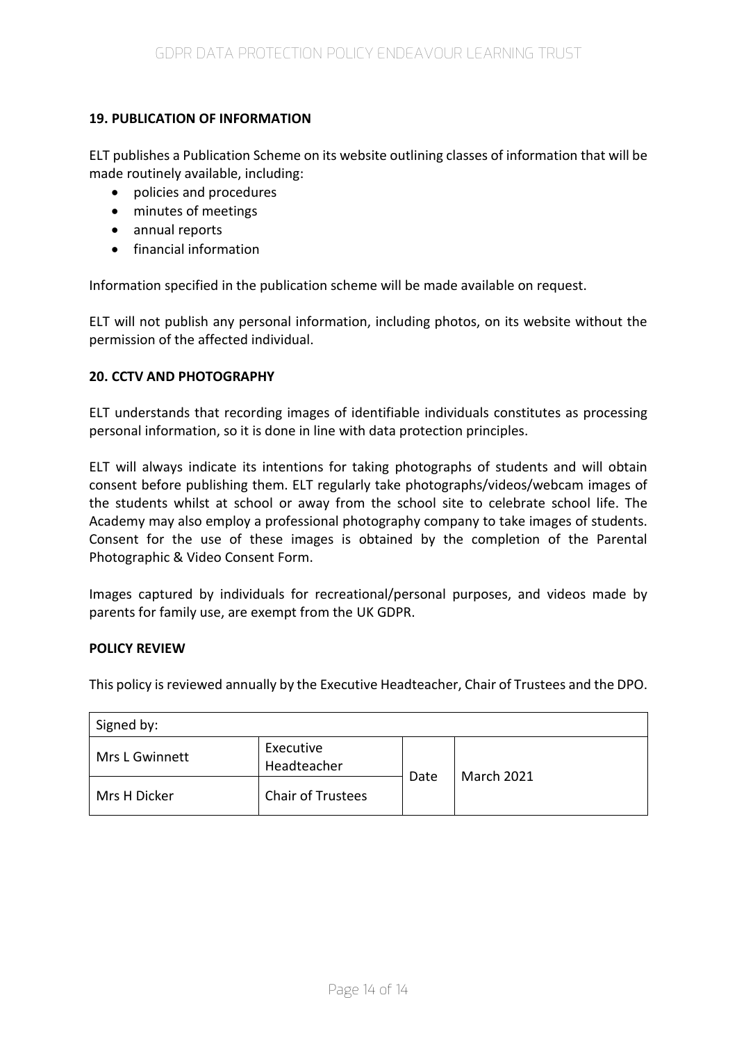**19. PUBLICATION OF INFORMATION**

ELT publishes a Publication Scheme on its website outlining classes of information that will be made routinely available, including:

- policies and procedures
- minutes of meetings
- annual reports
- financial information

Information specified in the publication scheme will be made available on request.

ELT will not publish any personal information, including photos, on its website without the permission of the affected individual.

**20. CCTV AND PHOTOGRAPHY**

ELT understands that recording images of identifiable individuals constitutes as processing personal information, so it is done in line with data protection principles.

ELT will always indicate its intentions for taking photographs of students and will obtain consent before publishing them. ELT regularly take photographs/videos/webcam images of the students whilst at school or away from the school site to celebrate school life. The Academy may also employ a professional photography company to take images of students. Consent for the use of these images is obtained by the completion of the Parental Photographic & Video Consent Form.

Images captured by individuals for recreational/personal purposes, and videos made by parents for family use, are exempt from the UK GDPR.

**POLICY REVIEW**

This policy is reviewed annually by the Executive Headteacher, Chair of Trustees and the DPO.

| Signed by: | | | |
| --- | --- | --- | --- |
| Mrs L Gwinnett | Executive Headteacher | Date | March 2021 |
| Mrs H Dicker | Chair of Trustees | | |